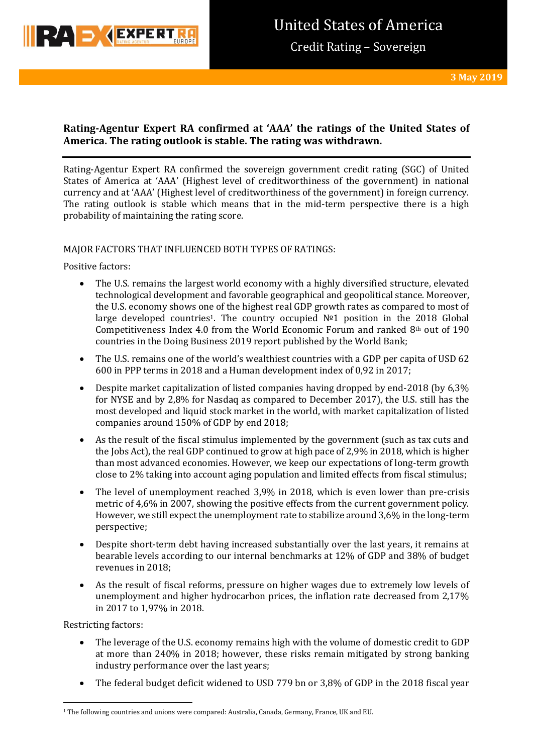# United States of America

Credit Rating – Sovereign

**3 May 2019**

## Rating-Agentur Expert RA confirmed at 'AAA' the ratings of the United States of America. The rating outlook is stable. The rating was withdrawn.

Rating-Agentur Expert RA confirmed the sovereign government credit rating (SGC) of United States of America at 'AAA' (Highest level of creditworthiness of the government) in national currency and at 'AAA' (Highest level of creditworthiness of the government) in foreign currency. The rating outlook is stable which means that in the mid-term perspective there is a high probability of maintaining the rating score.

MAJOR FACTORS THAT INFLUENCED BOTH TYPES OF RATINGS:

Positive factors:

- The U.S. remains the largest world economy with a highly diversified structure, elevated technological development and favorable geographical and geopolitical stance. Moreover, the U.S. economy shows one of the highest real GDP growth rates as compared to most of large developed countries[1]. The country occupied №1 position in the 2018 Global Competitiveness Index 4.0 from the World Economic Forum and ranked 8th out of 190 countries in the Doing Business 2019 report published by the World Bank;
- The U.S. remains one of the world's wealthiest countries with a GDP per capita of USD 62 600 in PPP terms in 2018 and a Human development index of 0,92 in 2017;
- Despite market capitalization of listed companies having dropped by end-2018 (by 6,3% for NYSE and by 2,8% for Nasdaq as compared to December 2017), the U.S. still has the most developed and liquid stock market in the world, with market capitalization of listed companies around 150% of GDP by end 2018;
- As the result of the fiscal stimulus implemented by the government (such as tax cuts and the Jobs Act), the real GDP continued to grow at high pace of 2,9% in 2018, which is higher than most advanced economies. However, we keep our expectations of long-term growth close to 2% taking into account aging population and limited effects from fiscal stimulus;
- The level of unemployment reached 3,9% in 2018, which is even lower than pre-crisis metric of 4,6% in 2007, showing the positive effects from the current government policy. However, we still expect the unemployment rate to stabilize around 3,6% in the long-term perspective;
- Despite short-term debt having increased substantially over the last years, it remains at bearable levels according to our internal benchmarks at 12% of GDP and 38% of budget revenues in 2018;
- As the result of fiscal reforms, pressure on higher wages due to extremely low levels of unemployment and higher hydrocarbon prices, the inflation rate decreased from 2,17% in 2017 to 1,97% in 2018.

Restricting factors:

- The leverage of the U.S. economy remains high with the volume of domestic credit to GDP at more than 240% in 2018; however, these risks remain mitigated by strong banking industry performance over the last years;
- The federal budget deficit widened to USD 779 bn or 3,8% of GDP in the 2018 fiscal year

[1] The following countries and unions were compared: Australia, Canada, Germany, France, UK and EU.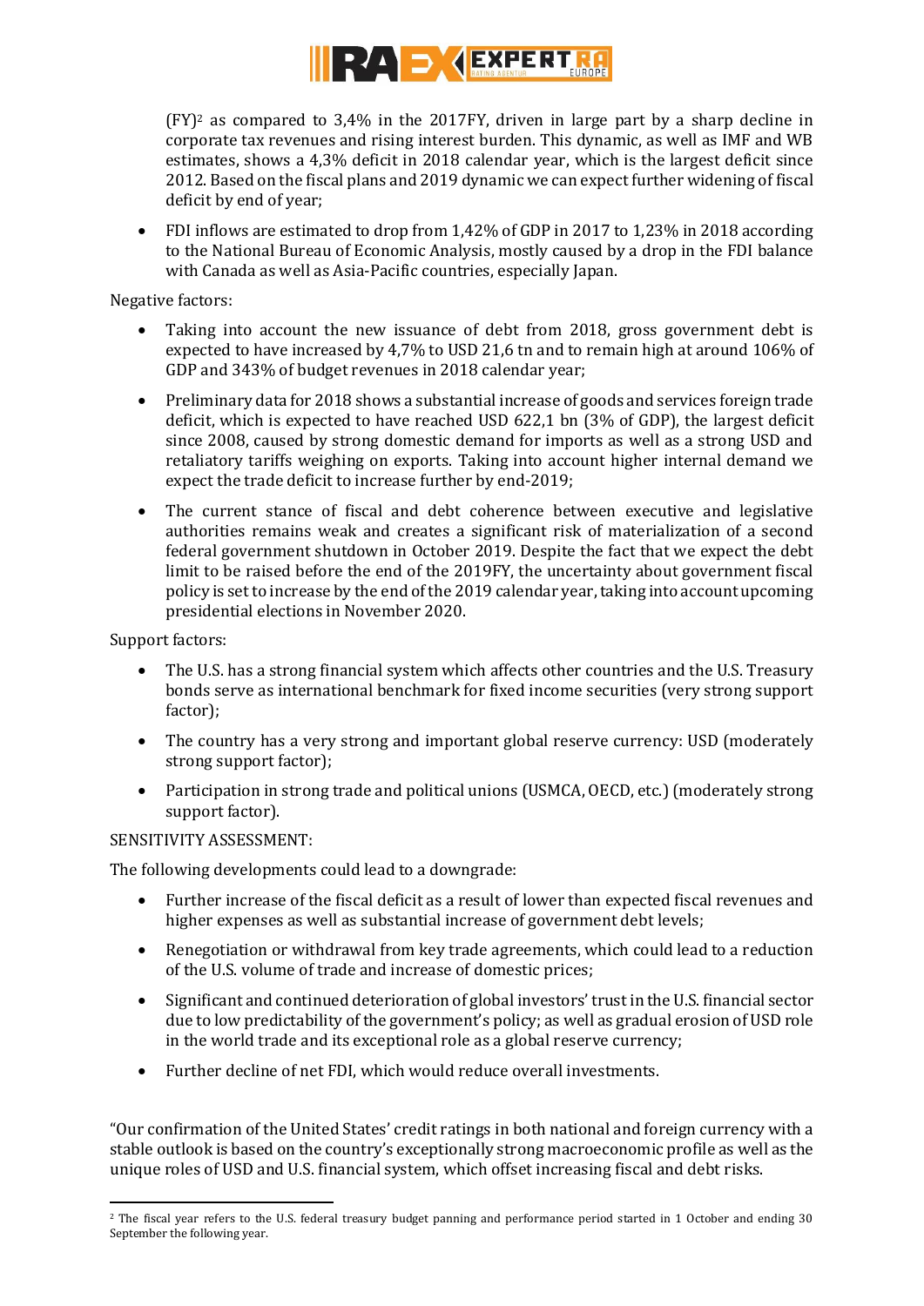(FY)[2] as compared to 3,4% in the 2017FY, driven in large part by a sharp decline in corporate tax revenues and rising interest burden. This dynamic, as well as IMF and WB estimates, shows a 4,3% deficit in 2018 calendar year, which is the largest deficit since 2012. Based on the fiscal plans and 2019 dynamic we can expect further widening of fiscal deficit by end of year;

- FDI inflows are estimated to drop from 1,42% of GDP in 2017 to 1,23% in 2018 according to the National Bureau of Economic Analysis, mostly caused by a drop in the FDI balance with Canada as well as Asia-Pacific countries, especially Japan.

Negative factors:

- Taking into account the new issuance of debt from 2018, gross government debt is expected to have increased by 4,7% to USD 21,6 tn and to remain high at around 106% of GDP and 343% of budget revenues in 2018 calendar year;
- Preliminary data for 2018 shows a substantial increase of goods and services foreign trade deficit, which is expected to have reached USD 622,1 bn (3% of GDP), the largest deficit since 2008, caused by strong domestic demand for imports as well as a strong USD and retaliatory tariffs weighing on exports. Taking into account higher internal demand we expect the trade deficit to increase further by end-2019;
- The current stance of fiscal and debt coherence between executive and legislative authorities remains weak and creates a significant risk of materialization of a second federal government shutdown in October 2019. Despite the fact that we expect the debt limit to be raised before the end of the 2019FY, the uncertainty about government fiscal policy is set to increase by the end of the 2019 calendar year, taking into account upcoming presidential elections in November 2020.

Support factors:

- The U.S. has a strong financial system which affects other countries and the U.S. Treasury bonds serve as international benchmark for fixed income securities (very strong support factor);
- The country has a very strong and important global reserve currency: USD (moderately strong support factor);
- Participation in strong trade and political unions (USMCA, OECD, etc.) (moderately strong support factor).

SENSITIVITY ASSESSMENT:

The following developments could lead to a downgrade:

- Further increase of the fiscal deficit as a result of lower than expected fiscal revenues and higher expenses as well as substantial increase of government debt levels;
- Renegotiation or withdrawal from key trade agreements, which could lead to a reduction of the U.S. volume of trade and increase of domestic prices;
- Significant and continued deterioration of global investors' trust in the U.S. financial sector due to low predictability of the government's policy; as well as gradual erosion of USD role in the world trade and its exceptional role as a global reserve currency;
- Further decline of net FDI, which would reduce overall investments.

"Our confirmation of the United States' credit ratings in both national and foreign currency with a stable outlook is based on the country's exceptionally strong macroeconomic profile as well as the unique roles of USD and U.S. financial system, which offset increasing fiscal and debt risks.

[2] The fiscal year refers to the U.S. federal treasury budget panning and performance period started in 1 October and ending 30 September the following year.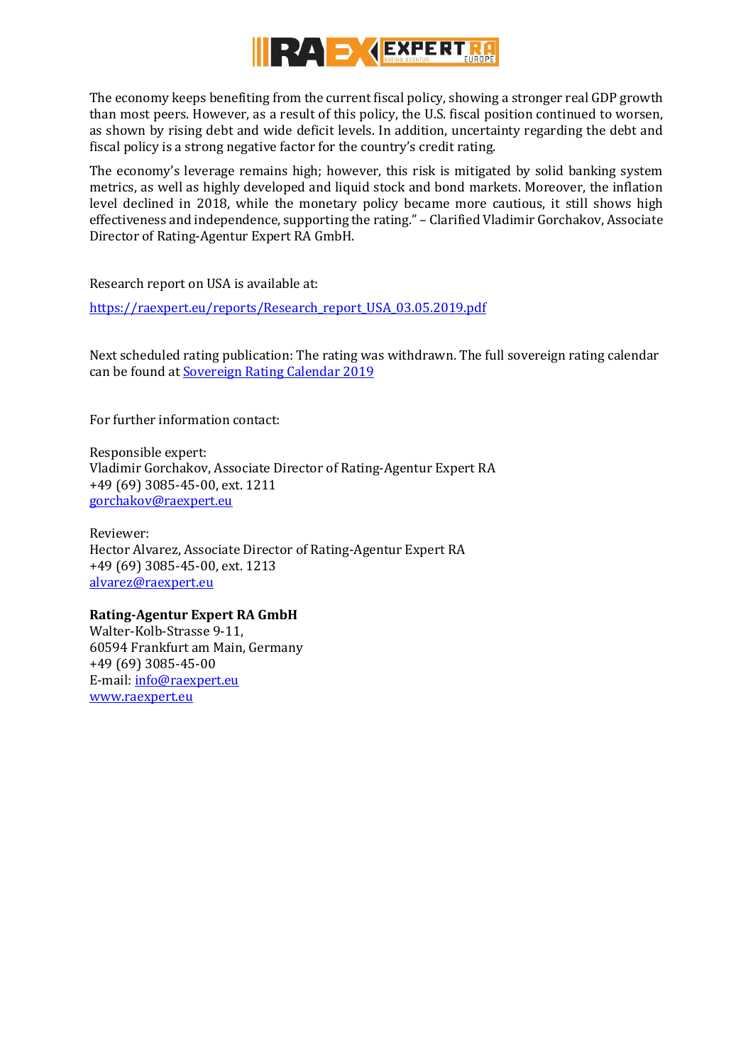The economy keeps benefiting from the current fiscal policy, showing a stronger real GDP growth than most peers. However, as a result of this policy, the U.S. fiscal position continued to worsen, as shown by rising debt and wide deficit levels. In addition, uncertainty regarding the debt and fiscal policy is a strong negative factor for the country's credit rating.

The economy's leverage remains high; however, this risk is mitigated by solid banking system metrics, as well as highly developed and liquid stock and bond markets. Moreover, the inflation level declined in 2018, while the monetary policy became more cautious, it still shows high effectiveness and independence, supporting the rating." – Clarified Vladimir Gorchakov, Associate Director of Rating-Agentur Expert RA GmbH.

Research report on USA is available at:

https://raexpert.eu/reports/Research_report_USA_03.05.2019.pdf

Next scheduled rating publication: The rating was withdrawn. The full sovereign rating calendar can be found at Sovereign Rating Calendar 2019

For further information contact:

Responsible expert:
Vladimir Gorchakov, Associate Director of Rating-Agentur Expert RA
+49 (69) 3085-45-00, ext. 1211
gorchakov@raexpert.eu

Reviewer:
Hector Alvarez, Associate Director of Rating-Agentur Expert RA
+49 (69) 3085-45-00, ext. 1213
alvarez@raexpert.eu

**Rating-Agentur Expert RA GmbH**
Walter-Kolb-Strasse 9-11,
60594 Frankfurt am Main, Germany
+49 (69) 3085-45-00
E-mail: info@raexpert.eu
www.raexpert.eu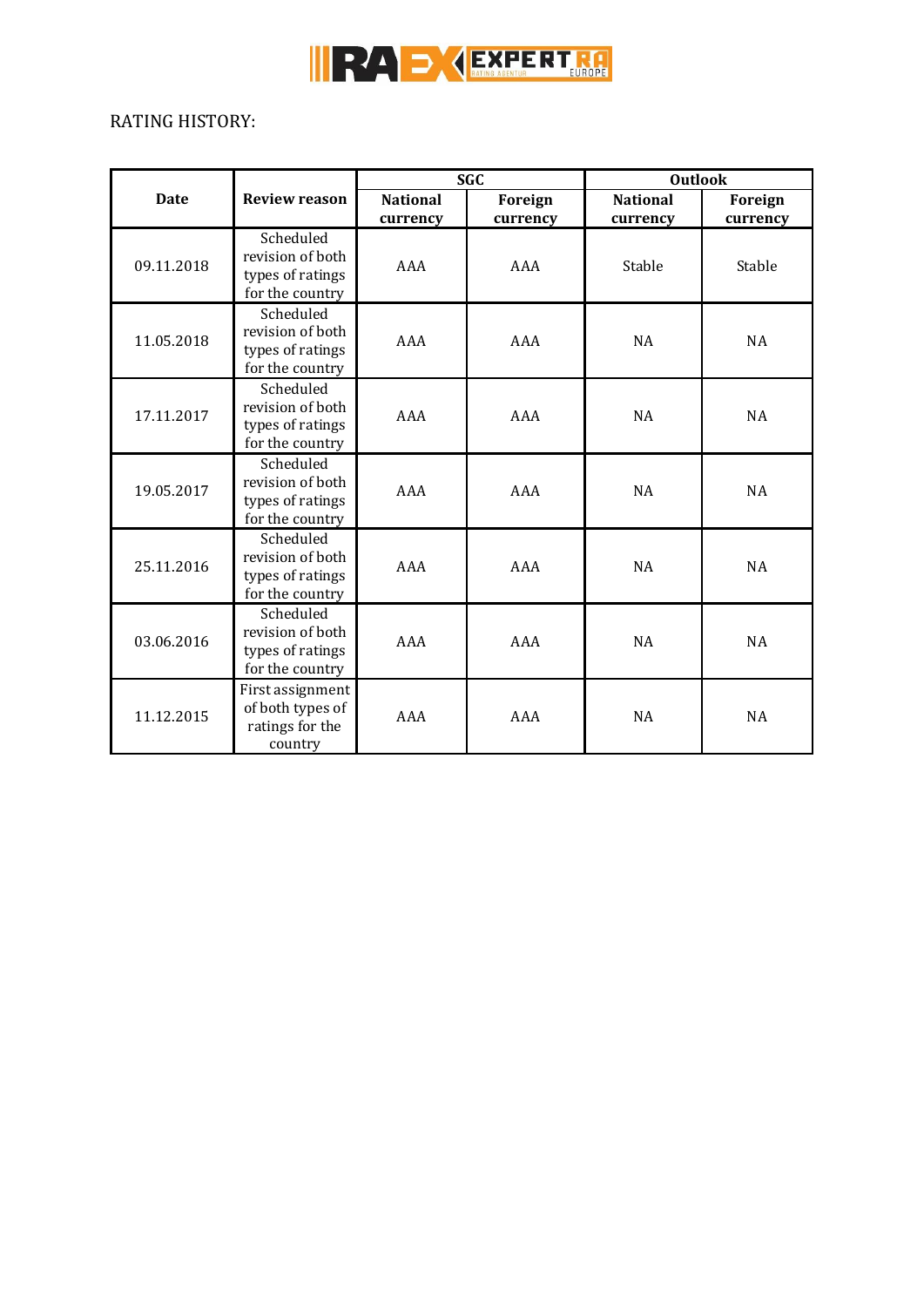RATING HISTORY:

| Date | Review reason | SGC | | Outlook | |
|---|---|---|---|---|---|
| | | National currency | Foreign currency | National currency | Foreign currency |
| 09.11.2018 | Scheduled revision of both types of ratings for the country | AAA | AAA | Stable | Stable |
| 11.05.2018 | Scheduled revision of both types of ratings for the country | AAA | AAA | NA | NA |
| 17.11.2017 | Scheduled revision of both types of ratings for the country | AAA | AAA | NA | NA |
| 19.05.2017 | Scheduled revision of both types of ratings for the country | AAA | AAA | NA | NA |
| 25.11.2016 | Scheduled revision of both types of ratings for the country | AAA | AAA | NA | NA |
| 03.06.2016 | Scheduled revision of both types of ratings for the country | AAA | AAA | NA | NA |
| 11.12.2015 | First assignment of both types of ratings for the country | AAA | AAA | NA | NA |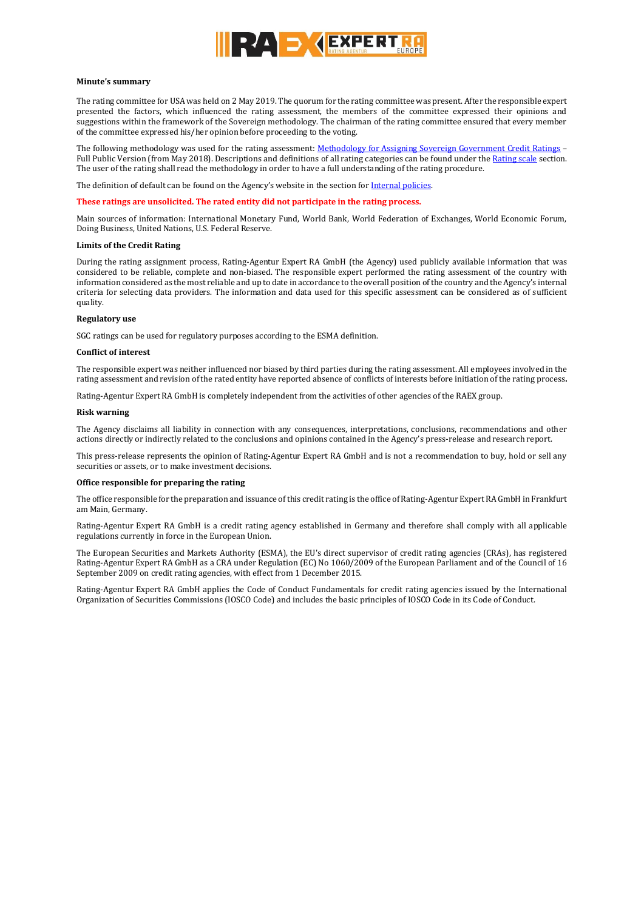**Minute's summary**

The rating committee for USA was held on 2 May 2019. The quorum for the rating committee was present. After the responsible expert presented the factors, which influenced the rating assessment, the members of the committee expressed their opinions and suggestions within the framework of the Sovereign methodology. The chairman of the rating committee ensured that every member of the committee expressed his/her opinion before proceeding to the voting.

The following methodology was used for the rating assessment: Methodology for Assigning Sovereign Government Credit Ratings – Full Public Version (from May 2018). Descriptions and definitions of all rating categories can be found under the Rating scale section. The user of the rating shall read the methodology in order to have a full understanding of the rating procedure.

The definition of default can be found on the Agency's website in the section for Internal policies.

**These ratings are unsolicited. The rated entity did not participate in the rating process.**

Main sources of information: International Monetary Fund, World Bank, World Federation of Exchanges, World Economic Forum, Doing Business, United Nations, U.S. Federal Reserve.

**Limits of the Credit Rating**

During the rating assignment process, Rating-Agentur Expert RA GmbH (the Agency) used publicly available information that was considered to be reliable, complete and non-biased. The responsible expert performed the rating assessment of the country with information considered as the most reliable and up to date in accordance to the overall position of the country and the Agency's internal criteria for selecting data providers. The information and data used for this specific assessment can be considered as of sufficient quality.

**Regulatory use**

SGC ratings can be used for regulatory purposes according to the ESMA definition.

**Conflict of interest**

The responsible expert was neither influenced nor biased by third parties during the rating assessment. All employees involved in the rating assessment and revision of the rated entity have reported absence of conflicts of interests before initiation of the rating process.

Rating-Agentur Expert RA GmbH is completely independent from the activities of other agencies of the RAEX group.

**Risk warning**

The Agency disclaims all liability in connection with any consequences, interpretations, conclusions, recommendations and other actions directly or indirectly related to the conclusions and opinions contained in the Agency's press-release and research report.

This press-release represents the opinion of Rating-Agentur Expert RA GmbH and is not a recommendation to buy, hold or sell any securities or assets, or to make investment decisions.

**Office responsible for preparing the rating**

The office responsible for the preparation and issuance of this credit rating is the office of Rating-Agentur Expert RA GmbH in Frankfurt am Main, Germany.

Rating-Agentur Expert RA GmbH is a credit rating agency established in Germany and therefore shall comply with all applicable regulations currently in force in the European Union.

The European Securities and Markets Authority (ESMA), the EU's direct supervisor of credit rating agencies (CRAs), has registered Rating-Agentur Expert RA GmbH as a CRA under Regulation (EC) No 1060/2009 of the European Parliament and of the Council of 16 September 2009 on credit rating agencies, with effect from 1 December 2015.

Rating-Agentur Expert RA GmbH applies the Code of Conduct Fundamentals for credit rating agencies issued by the International Organization of Securities Commissions (IOSCO Code) and includes the basic principles of IOSCO Code in its Code of Conduct.